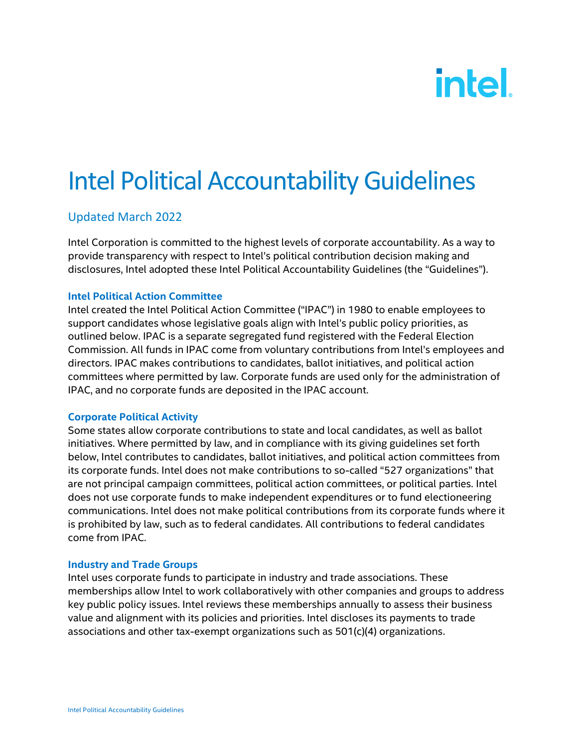# Intel Political Accountability Guidelines

## Updated March 2022

Intel Corporation is committed to the highest levels of corporate accountability. As a way to provide transparency with respect to Intel's political contribution decision making and disclosures, Intel adopted these Intel Political Accountability Guidelines (the "Guidelines").

### Intel Political Action Committee

Intel created the Intel Political Action Committee ("IPAC") in 1980 to enable employees to support candidates whose legislative goals align with Intel's public policy priorities, as outlined below. IPAC is a separate segregated fund registered with the Federal Election Commission. All funds in IPAC come from voluntary contributions from Intel's employees and directors. IPAC makes contributions to candidates, ballot initiatives, and political action committees where permitted by law. Corporate funds are used only for the administration of IPAC, and no corporate funds are deposited in the IPAC account.

### Corporate Political Activity

Some states allow corporate contributions to state and local candidates, as well as ballot initiatives. Where permitted by law, and in compliance with its giving guidelines set forth below, Intel contributes to candidates, ballot initiatives, and political action committees from its corporate funds. Intel does not make contributions to so-called "527 organizations" that are not principal campaign committees, political action committees, or political parties. Intel does not use corporate funds to make independent expenditures or to fund electioneering communications. Intel does not make political contributions from its corporate funds where it is prohibited by law, such as to federal candidates. All contributions to federal candidates come from IPAC.

### Industry and Trade Groups

Intel uses corporate funds to participate in industry and trade associations. These memberships allow Intel to work collaboratively with other companies and groups to address key public policy issues. Intel reviews these memberships annually to assess their business value and alignment with its policies and priorities. Intel discloses its payments to trade associations and other tax-exempt organizations such as 501(c)(4) organizations.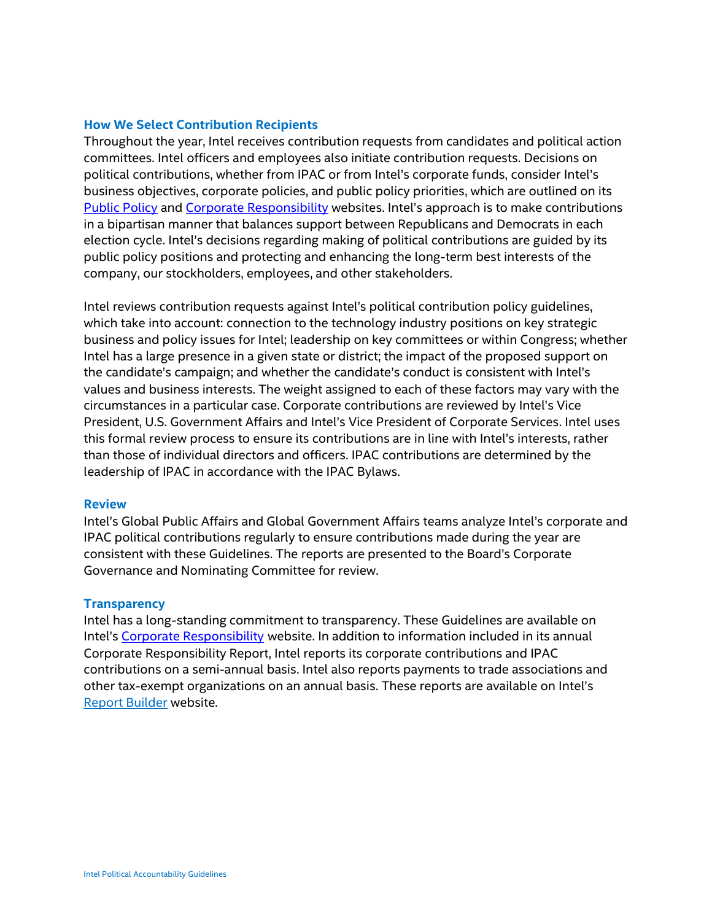### How We Select Contribution Recipients

Throughout the year, Intel receives contribution requests from candidates and political action committees. Intel officers and employees also initiate contribution requests. Decisions on political contributions, whether from IPAC or from Intel's corporate funds, consider Intel's business objectives, corporate policies, and public policy priorities, which are outlined on its [Public Policy]() and [Corporate Responsibility]() websites. Intel's approach is to make contributions in a bipartisan manner that balances support between Republicans and Democrats in each election cycle. Intel's decisions regarding making of political contributions are guided by its public policy positions and protecting and enhancing the long-term best interests of the company, our stockholders, employees, and other stakeholders.

Intel reviews contribution requests against Intel's political contribution policy guidelines, which take into account: connection to the technology industry positions on key strategic business and policy issues for Intel; leadership on key committees or within Congress; whether Intel has a large presence in a given state or district; the impact of the proposed support on the candidate's campaign; and whether the candidate's conduct is consistent with Intel's values and business interests. The weight assigned to each of these factors may vary with the circumstances in a particular case. Corporate contributions are reviewed by Intel's Vice President, U.S. Government Affairs and Intel's Vice President of Corporate Services. Intel uses this formal review process to ensure its contributions are in line with Intel's interests, rather than those of individual directors and officers. IPAC contributions are determined by the leadership of IPAC in accordance with the IPAC Bylaws.

### Review

Intel's Global Public Affairs and Global Government Affairs teams analyze Intel's corporate and IPAC political contributions regularly to ensure contributions made during the year are consistent with these Guidelines. The reports are presented to the Board's Corporate Governance and Nominating Committee for review.

### Transparency

Intel has a long-standing commitment to transparency. These Guidelines are available on Intel's [Corporate Responsibility]() website. In addition to information included in its annual Corporate Responsibility Report, Intel reports its corporate contributions and IPAC contributions on a semi-annual basis. Intel also reports payments to trade associations and other tax-exempt organizations on an annual basis. These reports are available on Intel's [Report Builder]() website.